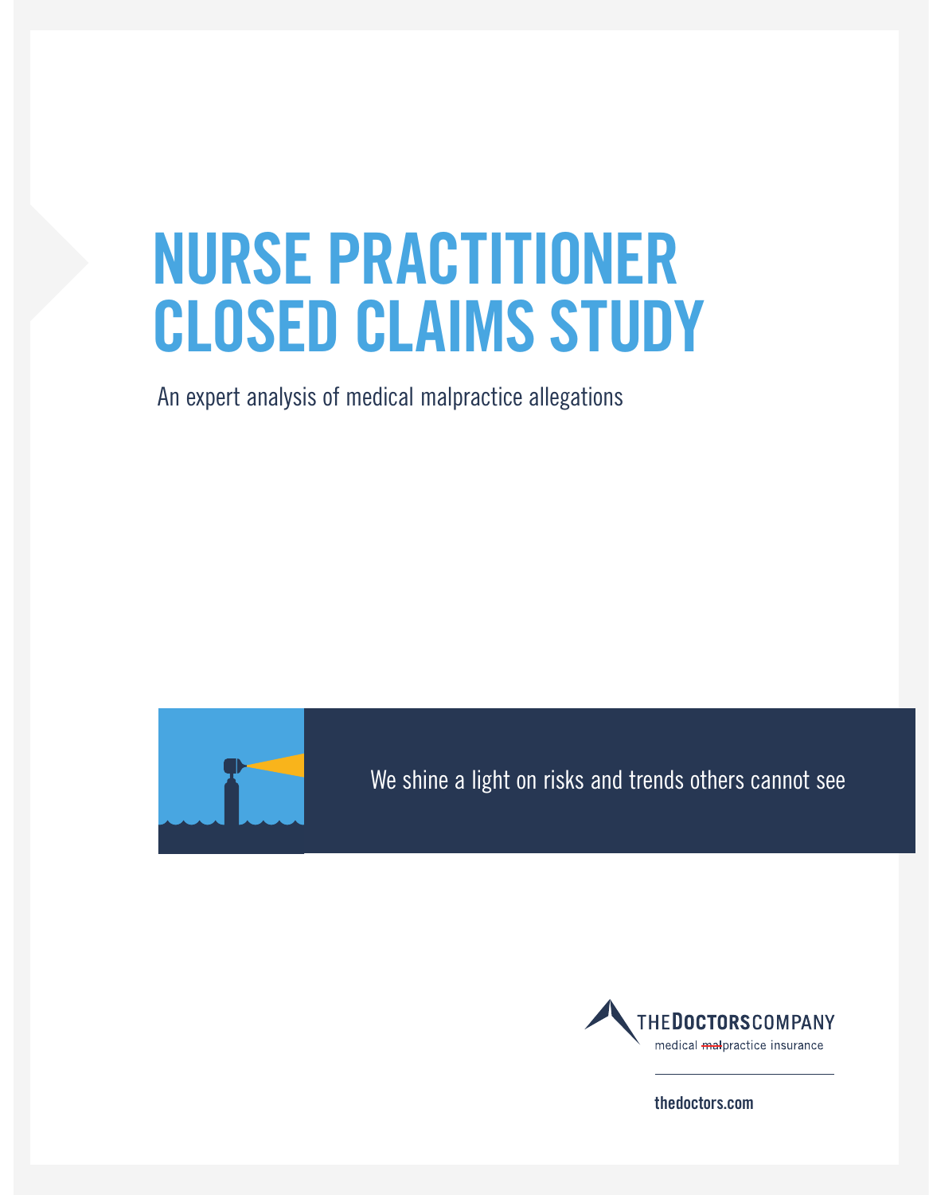# NURSE PRACTITIONER CLOSED CLAIMS STUDY

An expert analysis of medical malpractice allegations

We shine a light on risks and trends others cannot see

THE DOCTORS COMPANY

medical ~~mal~~practice insurance

thedoctors.com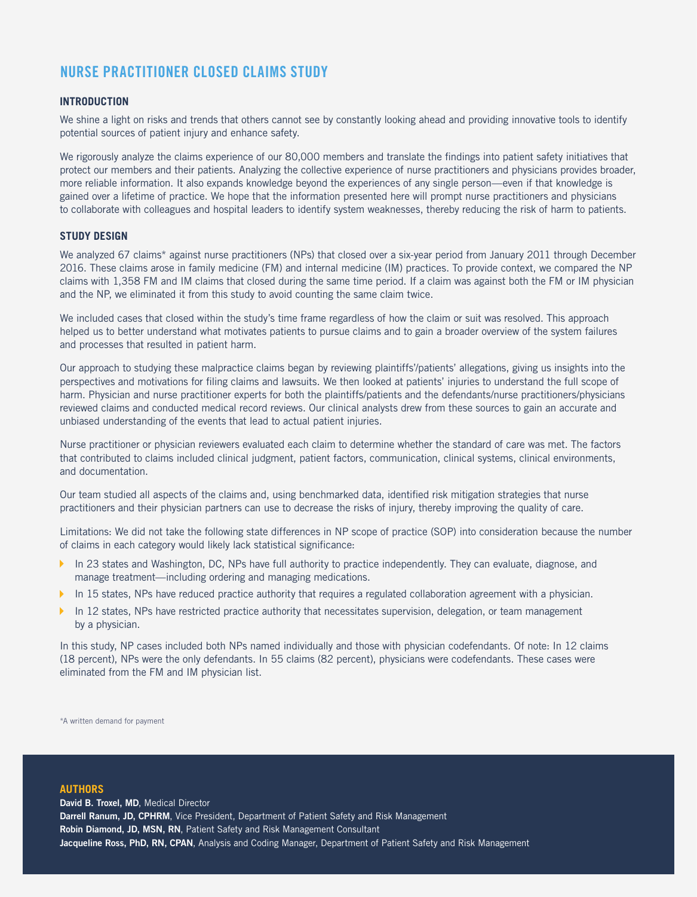# NURSE PRACTITIONER CLOSED CLAIMS STUDY

## INTRODUCTION

We shine a light on risks and trends that others cannot see by constantly looking ahead and providing innovative tools to identify potential sources of patient injury and enhance safety.

We rigorously analyze the claims experience of our 80,000 members and translate the findings into patient safety initiatives that protect our members and their patients. Analyzing the collective experience of nurse practitioners and physicians provides broader, more reliable information. It also expands knowledge beyond the experiences of any single person—even if that knowledge is gained over a lifetime of practice. We hope that the information presented here will prompt nurse practitioners and physicians to collaborate with colleagues and hospital leaders to identify system weaknesses, thereby reducing the risk of harm to patients.

## STUDY DESIGN

We analyzed 67 claims* against nurse practitioners (NPs) that closed over a six-year period from January 2011 through December 2016. These claims arose in family medicine (FM) and internal medicine (IM) practices. To provide context, we compared the NP claims with 1,358 FM and IM claims that closed during the same time period. If a claim was against both the FM or IM physician and the NP, we eliminated it from this study to avoid counting the same claim twice.

We included cases that closed within the study's time frame regardless of how the claim or suit was resolved. This approach helped us to better understand what motivates patients to pursue claims and to gain a broader overview of the system failures and processes that resulted in patient harm.

Our approach to studying these malpractice claims began by reviewing plaintiffs'/patients' allegations, giving us insights into the perspectives and motivations for filing claims and lawsuits. We then looked at patients' injuries to understand the full scope of harm. Physician and nurse practitioner experts for both the plaintiffs/patients and the defendants/nurse practitioners/physicians reviewed claims and conducted medical record reviews. Our clinical analysts drew from these sources to gain an accurate and unbiased understanding of the events that lead to actual patient injuries.

Nurse practitioner or physician reviewers evaluated each claim to determine whether the standard of care was met. The factors that contributed to claims included clinical judgment, patient factors, communication, clinical systems, clinical environments, and documentation.

Our team studied all aspects of the claims and, using benchmarked data, identified risk mitigation strategies that nurse practitioners and their physician partners can use to decrease the risks of injury, thereby improving the quality of care.

Limitations: We did not take the following state differences in NP scope of practice (SOP) into consideration because the number of claims in each category would likely lack statistical significance:

- In 23 states and Washington, DC, NPs have full authority to practice independently. They can evaluate, diagnose, and manage treatment—including ordering and managing medications.
- In 15 states, NPs have reduced practice authority that requires a regulated collaboration agreement with a physician.
- In 12 states, NPs have restricted practice authority that necessitates supervision, delegation, or team management by a physician.

In this study, NP cases included both NPs named individually and those with physician codefendants. Of note: In 12 claims (18 percent), NPs were the only defendants. In 55 claims (82 percent), physicians were codefendants. These cases were eliminated from the FM and IM physician list.

*A written demand for payment

## AUTHORS

**David B. Troxel, MD**, Medical Director
**Darrell Ranum, JD, CPHRM**, Vice President, Department of Patient Safety and Risk Management
**Robin Diamond, JD, MSN, RN**, Patient Safety and Risk Management Consultant
**Jacqueline Ross, PhD, RN, CPAN**, Analysis and Coding Manager, Department of Patient Safety and Risk Management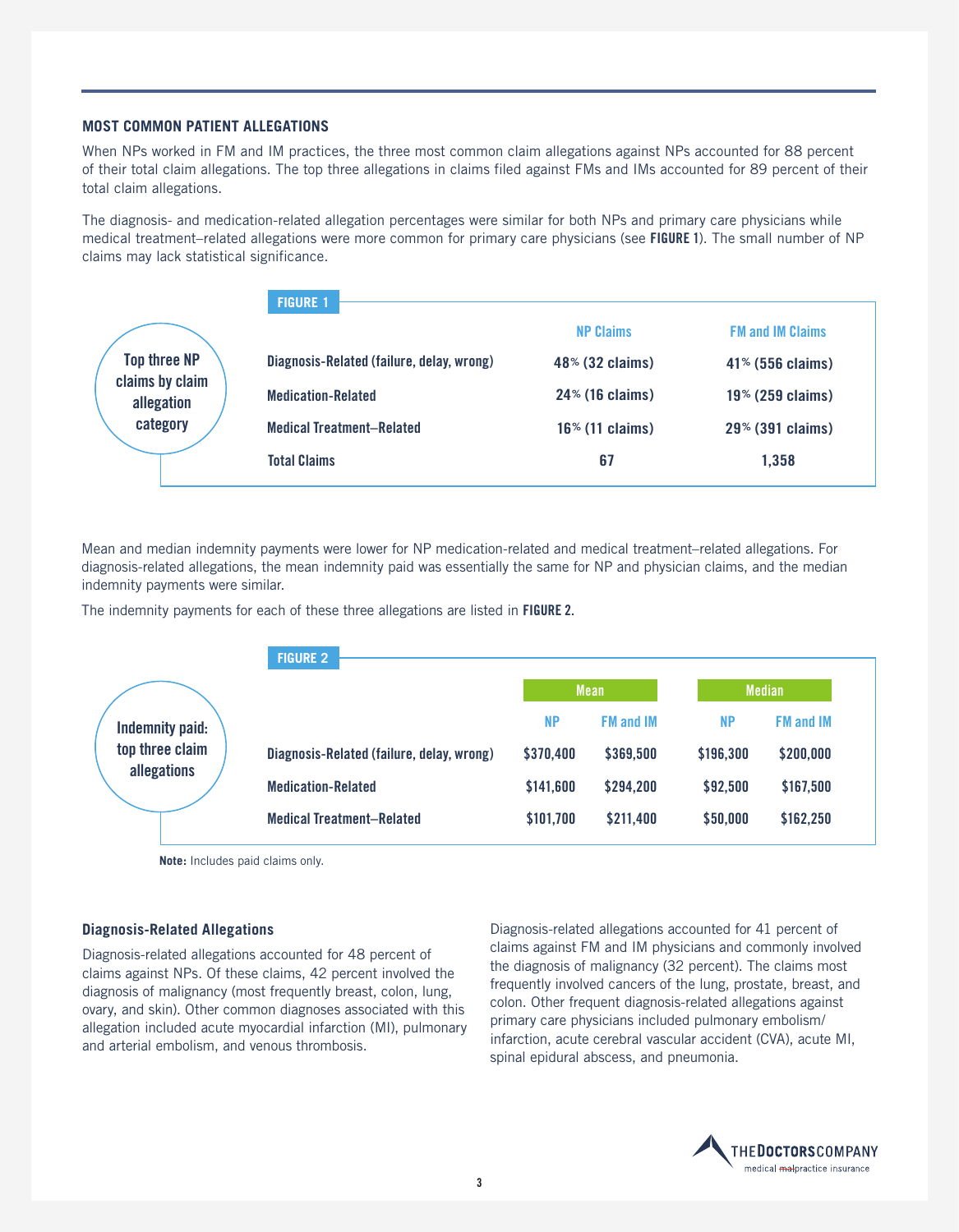## MOST COMMON PATIENT ALLEGATIONS

When NPs worked in FM and IM practices, the three most common claim allegations against NPs accounted for 88 percent of their total claim allegations. The top three allegations in claims filed against FMs and IMs accounted for 89 percent of their total claim allegations.

The diagnosis- and medication-related allegation percentages were similar for both NPs and primary care physicians while medical treatment–related allegations were more common for primary care physicians (see **FIGURE 1**). The small number of NP claims may lack statistical significance.

**FIGURE 1**

**Top three NP claims by claim allegation category**

| | NP Claims | FM and IM Claims |
|---|---|---|
| **Diagnosis-Related (failure, delay, wrong)** | 48% (32 claims) | 41% (556 claims) |
| **Medication-Related** | 24% (16 claims) | 19% (259 claims) |
| **Medical Treatment–Related** | 16% (11 claims) | 29% (391 claims) |
| **Total Claims** | 67 | 1,358 |

Mean and median indemnity payments were lower for NP medication-related and medical treatment–related allegations. For diagnosis-related allegations, the mean indemnity paid was essentially the same for NP and physician claims, and the median indemnity payments were similar.

The indemnity payments for each of these three allegations are listed in **FIGURE 2.**

**FIGURE 2**

**Indemnity paid: top three claim allegations**

| | Mean | | Median | |
|---|---|---|---|---|
| | NP | FM and IM | NP | FM and IM |
| **Diagnosis-Related (failure, delay, wrong)** | $370,400 | $369,500 | $196,300 | $200,000 |
| **Medication-Related** | $141,600 | $294,200 | $92,500 | $167,500 |
| **Medical Treatment–Related** | $101,700 | $211,400 | $50,000 | $162,250 |

**Note:** Includes paid claims only.

### Diagnosis-Related Allegations

Diagnosis-related allegations accounted for 48 percent of claims against NPs. Of these claims, 42 percent involved the diagnosis of malignancy (most frequently breast, colon, lung, ovary, and skin). Other common diagnoses associated with this allegation included acute myocardial infarction (MI), pulmonary and arterial embolism, and venous thrombosis.

Diagnosis-related allegations accounted for 41 percent of claims against FM and IM physicians and commonly involved the diagnosis of malignancy (32 percent). The claims most frequently involved cancers of the lung, prostate, breast, and colon. Other frequent diagnosis-related allegations against primary care physicians included pulmonary embolism/infarction, acute cerebral vascular accident (CVA), acute MI, spinal epidural abscess, and pneumonia.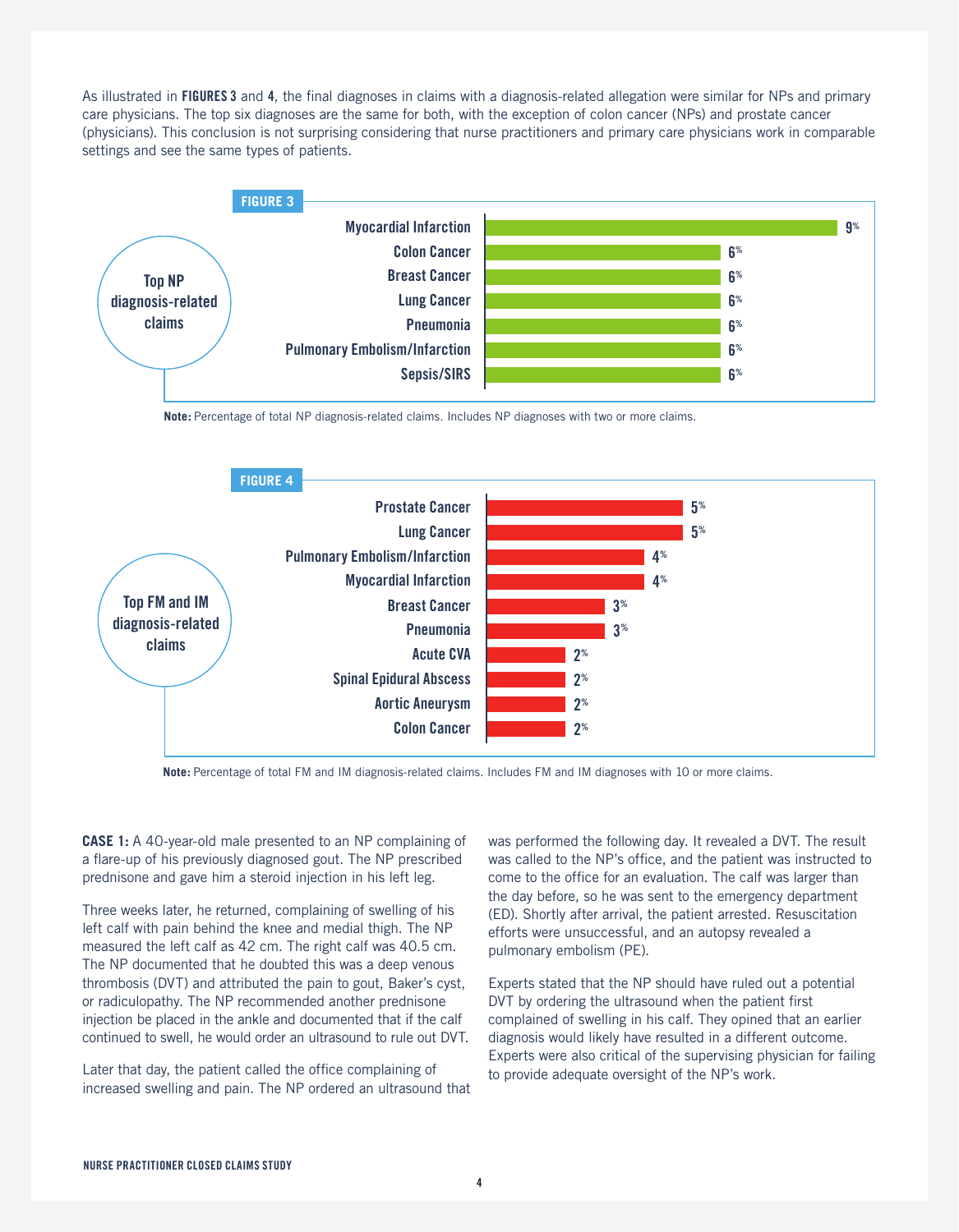As illustrated in **FIGURES 3** and **4**, the final diagnoses in claims with a diagnosis-related allegation were similar for NPs and primary care physicians. The top six diagnoses are the same for both, with the exception of colon cancer (NPs) and prostate cancer (physicians). This conclusion is not surprising considering that nurse practitioners and primary care physicians work in comparable settings and see the same types of patients.

**FIGURE 3**

**Top NP diagnosis-related claims**

| Diagnosis | Percentage |
| --- | --- |
| Myocardial Infarction | 9% |
| Colon Cancer | 6% |
| Breast Cancer | 6% |
| Lung Cancer | 6% |
| Pneumonia | 6% |
| Pulmonary Embolism/Infarction | 6% |
| Sepsis/SIRS | 6% |

**Note:** Percentage of total NP diagnosis-related claims. Includes NP diagnoses with two or more claims.

**FIGURE 4**

**Top FM and IM diagnosis-related claims**

| Diagnosis | Percentage |
| --- | --- |
| Prostate Cancer | 5% |
| Lung Cancer | 5% |
| Pulmonary Embolism/Infarction | 4% |
| Myocardial Infarction | 4% |
| Breast Cancer | 3% |
| Pneumonia | 3% |
| Acute CVA | 2% |
| Spinal Epidural Abscess | 2% |
| Aortic Aneurysm | 2% |
| Colon Cancer | 2% |

**Note:** Percentage of total FM and IM diagnosis-related claims. Includes FM and IM diagnoses with 10 or more claims.

**CASE 1:** A 40-year-old male presented to an NP complaining of a flare-up of his previously diagnosed gout. The NP prescribed prednisone and gave him a steroid injection in his left leg.

Three weeks later, he returned, complaining of swelling of his left calf with pain behind the knee and medial thigh. The NP measured the left calf as 42 cm. The right calf was 40.5 cm. The NP documented that he doubted this was a deep venous thrombosis (DVT) and attributed the pain to gout, Baker's cyst, or radiculopathy. The NP recommended another prednisone injection be placed in the ankle and documented that if the calf continued to swell, he would order an ultrasound to rule out DVT.

Later that day, the patient called the office complaining of increased swelling and pain. The NP ordered an ultrasound that was performed the following day. It revealed a DVT. The result was called to the NP's office, and the patient was instructed to come to the office for an evaluation. The calf was larger than the day before, so he was sent to the emergency department (ED). Shortly after arrival, the patient arrested. Resuscitation efforts were unsuccessful, and an autopsy revealed a pulmonary embolism (PE).

Experts stated that the NP should have ruled out a potential DVT by ordering the ultrasound when the patient first complained of swelling in his calf. They opined that an earlier diagnosis would likely have resulted in a different outcome. Experts were also critical of the supervising physician for failing to provide adequate oversight of the NP's work.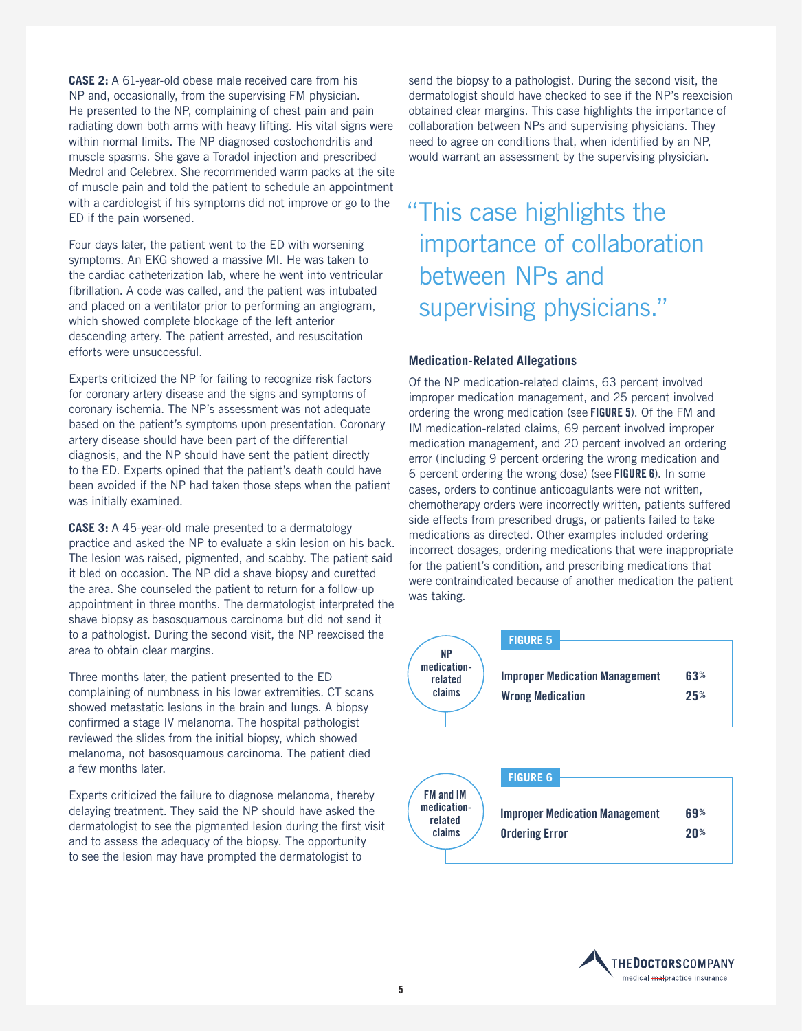**CASE 2:** A 61-year-old obese male received care from his NP and, occasionally, from the supervising FM physician. He presented to the NP, complaining of chest pain and pain radiating down both arms with heavy lifting. His vital signs were within normal limits. The NP diagnosed costochondritis and muscle spasms. She gave a Toradol injection and prescribed Medrol and Celebrex. She recommended warm packs at the site of muscle pain and told the patient to schedule an appointment with a cardiologist if his symptoms did not improve or go to the ED if the pain worsened.

Four days later, the patient went to the ED with worsening symptoms. An EKG showed a massive MI. He was taken to the cardiac catheterization lab, where he went into ventricular fibrillation. A code was called, and the patient was intubated and placed on a ventilator prior to performing an angiogram, which showed complete blockage of the left anterior descending artery. The patient arrested, and resuscitation efforts were unsuccessful.

Experts criticized the NP for failing to recognize risk factors for coronary artery disease and the signs and symptoms of coronary ischemia. The NP's assessment was not adequate based on the patient's symptoms upon presentation. Coronary artery disease should have been part of the differential diagnosis, and the NP should have sent the patient directly to the ED. Experts opined that the patient's death could have been avoided if the NP had taken those steps when the patient was initially examined.

**CASE 3:** A 45-year-old male presented to a dermatology practice and asked the NP to evaluate a skin lesion on his back. The lesion was raised, pigmented, and scabby. The patient said it bled on occasion. The NP did a shave biopsy and curetted the area. She counseled the patient to return for a follow-up appointment in three months. The dermatologist interpreted the shave biopsy as basosquamous carcinoma but did not send it to a pathologist. During the second visit, the NP reexcised the area to obtain clear margins.

Three months later, the patient presented to the ED complaining of numbness in his lower extremities. CT scans showed metastatic lesions in the brain and lungs. A biopsy confirmed a stage IV melanoma. The hospital pathologist reviewed the slides from the initial biopsy, which showed melanoma, not basosquamous carcinoma. The patient died a few months later.

Experts criticized the failure to diagnose melanoma, thereby delaying treatment. They said the NP should have asked the dermatologist to see the pigmented lesion during the first visit and to assess the adequacy of the biopsy. The opportunity to see the lesion may have prompted the dermatologist to send the biopsy to a pathologist. During the second visit, the dermatologist should have checked to see if the NP's reexcision obtained clear margins. This case highlights the importance of collaboration between NPs and supervising physicians. They need to agree on conditions that, when identified by an NP, would warrant an assessment by the supervising physician.

> "This case highlights the importance of collaboration between NPs and supervising physicians."

### Medication-Related Allegations

Of the NP medication-related claims, 63 percent involved improper medication management, and 25 percent involved ordering the wrong medication (see **FIGURE 5**). Of the FM and IM medication-related claims, 69 percent involved improper medication management, and 20 percent involved an ordering error (including 9 percent ordering the wrong medication and 6 percent ordering the wrong dose) (see **FIGURE 6**). In some cases, orders to continue anticoagulants were not written, chemotherapy orders were incorrectly written, patients suffered side effects from prescribed drugs, or patients failed to take medications as directed. Other examples included ordering incorrect dosages, ordering medications that were inappropriate for the patient's condition, and prescribing medications that were contraindicated because of another medication the patient was taking.

**FIGURE 5** — NP medication-related claims

| Allegation | Percent |
| --- | --- |
| Improper Medication Management | 63% |
| Wrong Medication | 25% |

**FIGURE 6** — FM and IM medication-related claims

| Allegation | Percent |
| --- | --- |
| Improper Medication Management | 69% |
| Ordering Error | 20% |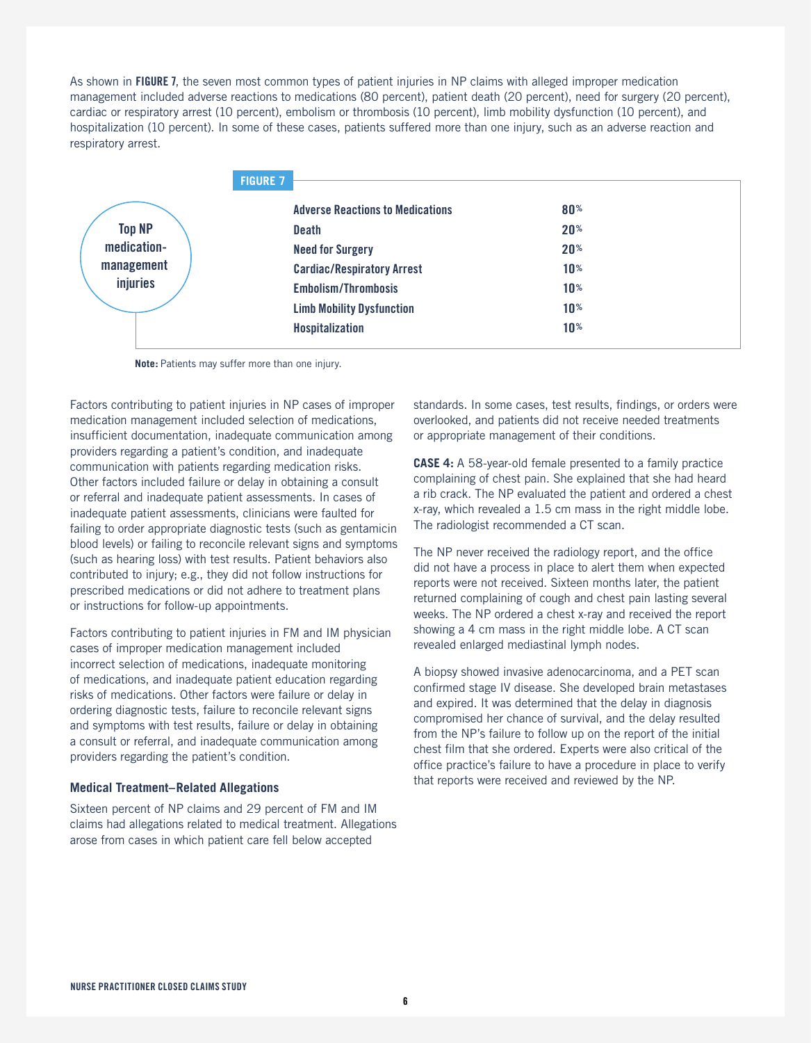As shown in **FIGURE 7**, the seven most common types of patient injuries in NP claims with alleged improper medication management included adverse reactions to medications (80 percent), patient death (20 percent), need for surgery (20 percent), cardiac or respiratory arrest (10 percent), embolism or thrombosis (10 percent), limb mobility dysfunction (10 percent), and hospitalization (10 percent). In some of these cases, patients suffered more than one injury, such as an adverse reaction and respiratory arrest.

**FIGURE 7**

**Top NP medication-management injuries**

| Injury | Percent |
|---|---|
| Adverse Reactions to Medications | 80% |
| Death | 20% |
| Need for Surgery | 20% |
| Cardiac/Respiratory Arrest | 10% |
| Embolism/Thrombosis | 10% |
| Limb Mobility Dysfunction | 10% |
| Hospitalization | 10% |

**Note:** Patients may suffer more than one injury.

Factors contributing to patient injuries in NP cases of improper medication management included selection of medications, insufficient documentation, inadequate communication among providers regarding a patient's condition, and inadequate communication with patients regarding medication risks. Other factors included failure or delay in obtaining a consult or referral and inadequate patient assessments. In cases of inadequate patient assessments, clinicians were faulted for failing to order appropriate diagnostic tests (such as gentamicin blood levels) or failing to reconcile relevant signs and symptoms (such as hearing loss) with test results. Patient behaviors also contributed to injury; e.g., they did not follow instructions for prescribed medications or did not adhere to treatment plans or instructions for follow-up appointments.

Factors contributing to patient injuries in FM and IM physician cases of improper medication management included incorrect selection of medications, inadequate monitoring of medications, and inadequate patient education regarding risks of medications. Other factors were failure or delay in ordering diagnostic tests, failure to reconcile relevant signs and symptoms with test results, failure or delay in obtaining a consult or referral, and inadequate communication among providers regarding the patient's condition.

### Medical Treatment–Related Allegations

Sixteen percent of NP claims and 29 percent of FM and IM claims had allegations related to medical treatment. Allegations arose from cases in which patient care fell below accepted standards. In some cases, test results, findings, or orders were overlooked, and patients did not receive needed treatments or appropriate management of their conditions.

**CASE 4:** A 58-year-old female presented to a family practice complaining of chest pain. She explained that she had heard a rib crack. The NP evaluated the patient and ordered a chest x-ray, which revealed a 1.5 cm mass in the right middle lobe. The radiologist recommended a CT scan.

The NP never received the radiology report, and the office did not have a process in place to alert them when expected reports were not received. Sixteen months later, the patient returned complaining of cough and chest pain lasting several weeks. The NP ordered a chest x-ray and received the report showing a 4 cm mass in the right middle lobe. A CT scan revealed enlarged mediastinal lymph nodes.

A biopsy showed invasive adenocarcinoma, and a PET scan confirmed stage IV disease. She developed brain metastases and expired. It was determined that the delay in diagnosis compromised her chance of survival, and the delay resulted from the NP's failure to follow up on the report of the initial chest film that she ordered. Experts were also critical of the office practice's failure to have a procedure in place to verify that reports were received and reviewed by the NP.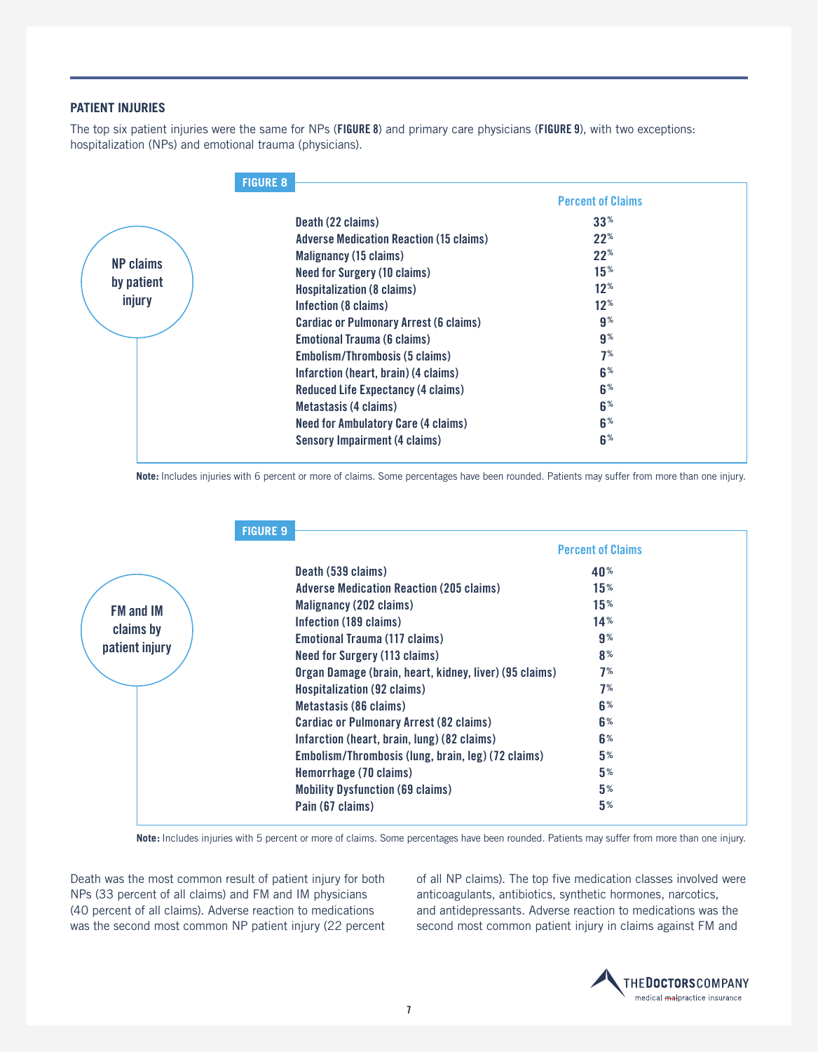### PATIENT INJURIES

The top six patient injuries were the same for NPs (**FIGURE 8**) and primary care physicians (**FIGURE 9**), with two exceptions: hospitalization (NPs) and emotional trauma (physicians).

**FIGURE 8**

**NP claims by patient injury**

| | Percent of Claims |
|---|---|
| Death (22 claims) | 33% |
| Adverse Medication Reaction (15 claims) | 22% |
| Malignancy (15 claims) | 22% |
| Need for Surgery (10 claims) | 15% |
| Hospitalization (8 claims) | 12% |
| Infection (8 claims) | 12% |
| Cardiac or Pulmonary Arrest (6 claims) | 9% |
| Emotional Trauma (6 claims) | 9% |
| Embolism/Thrombosis (5 claims) | 7% |
| Infarction (heart, brain) (4 claims) | 6% |
| Reduced Life Expectancy (4 claims) | 6% |
| Metastasis (4 claims) | 6% |
| Need for Ambulatory Care (4 claims) | 6% |
| Sensory Impairment (4 claims) | 6% |

**Note:** Includes injuries with 6 percent or more of claims. Some percentages have been rounded. Patients may suffer from more than one injury.

**FIGURE 9**

**FM and IM claims by patient injury**

| | Percent of Claims |
|---|---|
| Death (539 claims) | 40% |
| Adverse Medication Reaction (205 claims) | 15% |
| Malignancy (202 claims) | 15% |
| Infection (189 claims) | 14% |
| Emotional Trauma (117 claims) | 9% |
| Need for Surgery (113 claims) | 8% |
| Organ Damage (brain, heart, kidney, liver) (95 claims) | 7% |
| Hospitalization (92 claims) | 7% |
| Metastasis (86 claims) | 6% |
| Cardiac or Pulmonary Arrest (82 claims) | 6% |
| Infarction (heart, brain, lung) (82 claims) | 6% |
| Embolism/Thrombosis (lung, brain, leg) (72 claims) | 5% |
| Hemorrhage (70 claims) | 5% |
| Mobility Dysfunction (69 claims) | 5% |
| Pain (67 claims) | 5% |

**Note:** Includes injuries with 5 percent or more of claims. Some percentages have been rounded. Patients may suffer from more than one injury.

Death was the most common result of patient injury for both NPs (33 percent of all claims) and FM and IM physicians (40 percent of all claims). Adverse reaction to medications was the second most common NP patient injury (22 percent of all NP claims). The top five medication classes involved were anticoagulants, antibiotics, synthetic hormones, narcotics, and antidepressants. Adverse reaction to medications was the second most common patient injury in claims against FM and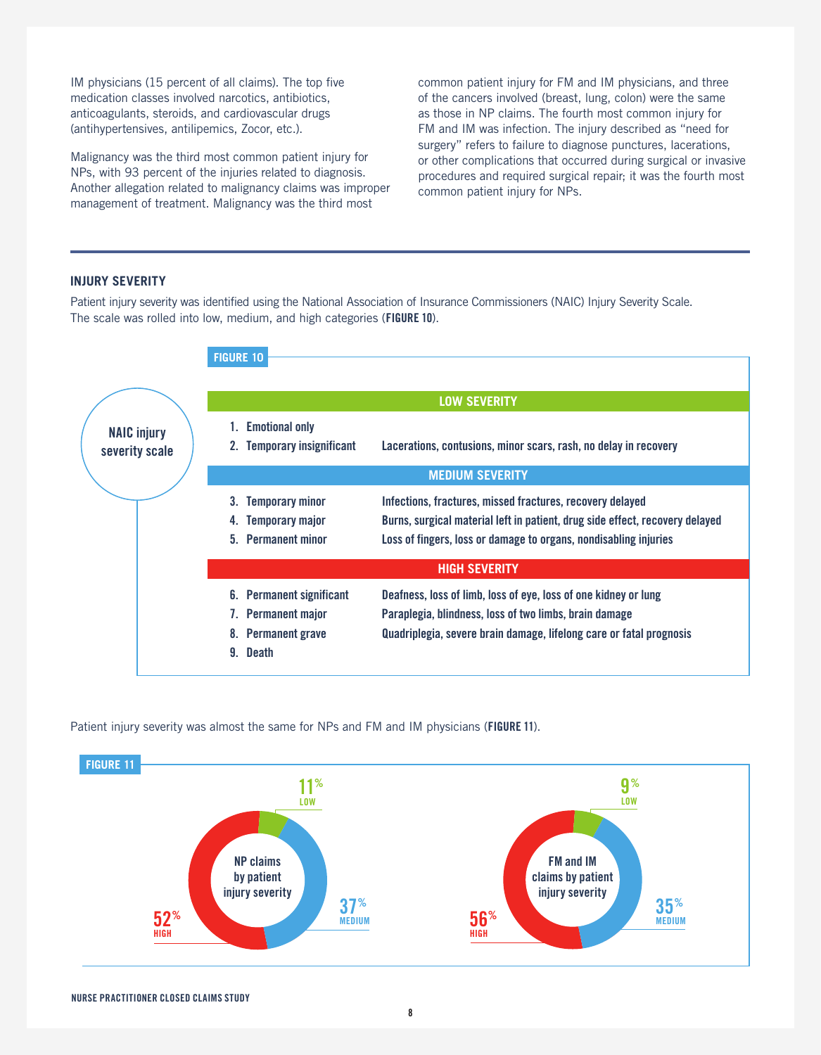IM physicians (15 percent of all claims). The top five medication classes involved narcotics, antibiotics, anticoagulants, steroids, and cardiovascular drugs (antihypertensives, antilipemics, Zocor, etc.).

Malignancy was the third most common patient injury for NPs, with 93 percent of the injuries related to diagnosis. Another allegation related to malignancy claims was improper management of treatment. Malignancy was the third most common patient injury for FM and IM physicians, and three of the cancers involved (breast, lung, colon) were the same as those in NP claims. The fourth most common injury for FM and IM was infection. The injury described as "need for surgery" refers to failure to diagnose punctures, lacerations, or other complications that occurred during surgical or invasive procedures and required surgical repair; it was the fourth most common patient injury for NPs.

## INJURY SEVERITY

Patient injury severity was identified using the National Association of Insurance Commissioners (NAIC) Injury Severity Scale. The scale was rolled into low, medium, and high categories (**FIGURE 10**).

**FIGURE 10**

**NAIC injury severity scale**

| | |
|---|---|
| **LOW SEVERITY** | |
| 1. Emotional only | |
| 2. Temporary insignificant | Lacerations, contusions, minor scars, rash, no delay in recovery |
| **MEDIUM SEVERITY** | |
| 3. Temporary minor | Infections, fractures, missed fractures, recovery delayed |
| 4. Temporary major | Burns, surgical material left in patient, drug side effect, recovery delayed |
| 5. Permanent minor | Loss of fingers, loss or damage to organs, nondisabling injuries |
| **HIGH SEVERITY** | |
| 6. Permanent significant | Deafness, loss of limb, loss of eye, loss of one kidney or lung |
| 7. Permanent major | Paraplegia, blindness, loss of two limbs, brain damage |
| 8. Permanent grave | Quadriplegia, severe brain damage, lifelong care or fatal prognosis |
| 9. Death | |

Patient injury severity was almost the same for NPs and FM and IM physicians (**FIGURE 11**).

**FIGURE 11**

| Severity | NP claims by patient injury severity | FM and IM claims by patient injury severity |
|---|---|---|
| Low | 11% | 9% |
| Medium | 37% | 35% |
| High | 52% | 56% |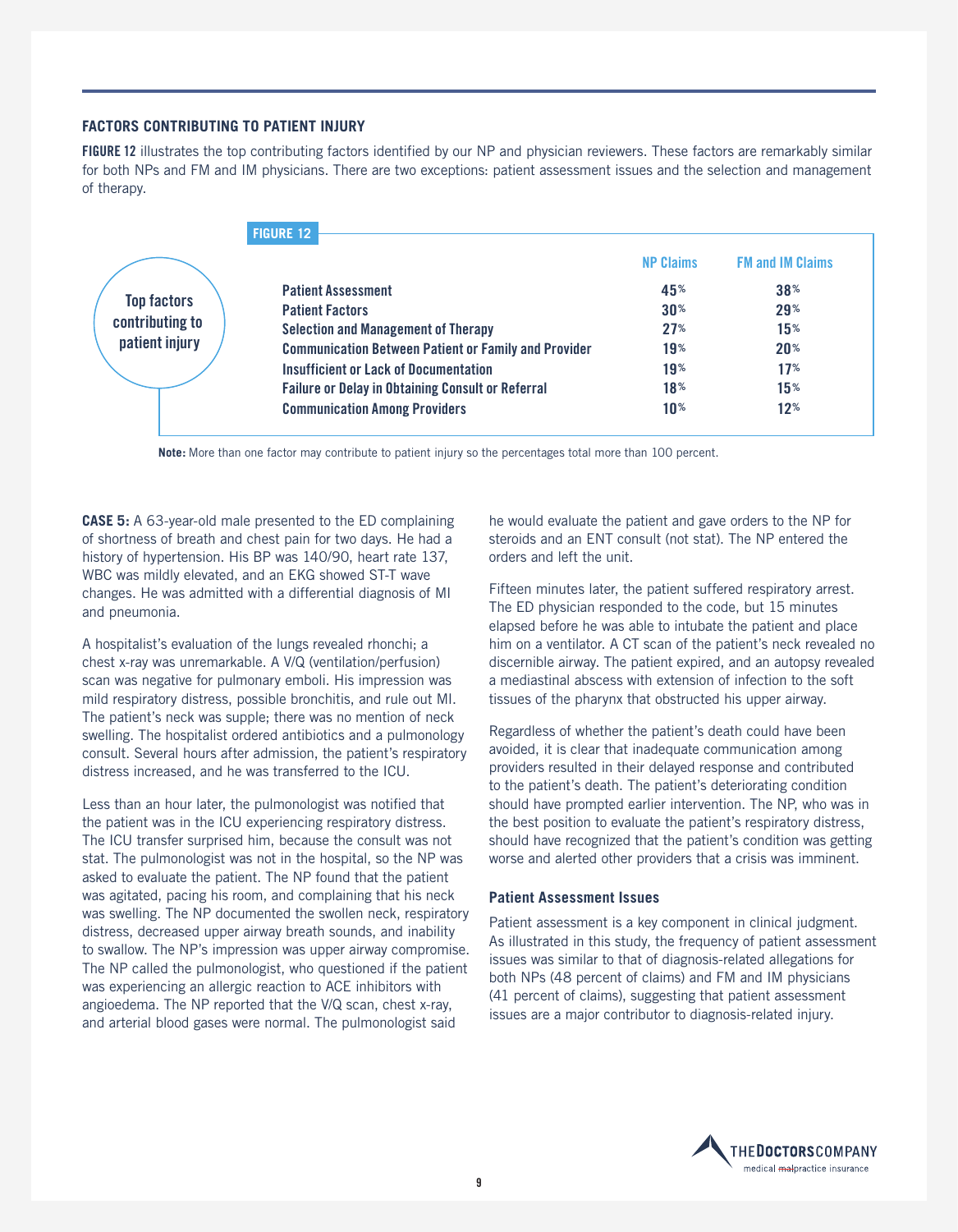## FACTORS CONTRIBUTING TO PATIENT INJURY

**FIGURE 12** illustrates the top contributing factors identified by our NP and physician reviewers. These factors are remarkably similar for both NPs and FM and IM physicians. There are two exceptions: patient assessment issues and the selection and management of therapy.

**FIGURE 12**

Top factors contributing to patient injury

| | NP Claims | FM and IM Claims |
|---|---|---|
| Patient Assessment | 45% | 38% |
| Patient Factors | 30% | 29% |
| Selection and Management of Therapy | 27% | 15% |
| Communication Between Patient or Family and Provider | 19% | 20% |
| Insufficient or Lack of Documentation | 19% | 17% |
| Failure or Delay in Obtaining Consult or Referral | 18% | 15% |
| Communication Among Providers | 10% | 12% |

**Note:** More than one factor may contribute to patient injury so the percentages total more than 100 percent.

**CASE 5:** A 63-year-old male presented to the ED complaining of shortness of breath and chest pain for two days. He had a history of hypertension. His BP was 140/90, heart rate 137, WBC was mildly elevated, and an EKG showed ST-T wave changes. He was admitted with a differential diagnosis of MI and pneumonia.

A hospitalist's evaluation of the lungs revealed rhonchi; a chest x-ray was unremarkable. A V/Q (ventilation/perfusion) scan was negative for pulmonary emboli. His impression was mild respiratory distress, possible bronchitis, and rule out MI. The patient's neck was supple; there was no mention of neck swelling. The hospitalist ordered antibiotics and a pulmonology consult. Several hours after admission, the patient's respiratory distress increased, and he was transferred to the ICU.

Less than an hour later, the pulmonologist was notified that the patient was in the ICU experiencing respiratory distress. The ICU transfer surprised him, because the consult was not stat. The pulmonologist was not in the hospital, so the NP was asked to evaluate the patient. The NP found that the patient was agitated, pacing his room, and complaining that his neck was swelling. The NP documented the swollen neck, respiratory distress, decreased upper airway breath sounds, and inability to swallow. The NP's impression was upper airway compromise. The NP called the pulmonologist, who questioned if the patient was experiencing an allergic reaction to ACE inhibitors with angioedema. The NP reported that the V/Q scan, chest x-ray, and arterial blood gases were normal. The pulmonologist said he would evaluate the patient and gave orders to the NP for steroids and an ENT consult (not stat). The NP entered the orders and left the unit.

Fifteen minutes later, the patient suffered respiratory arrest. The ED physician responded to the code, but 15 minutes elapsed before he was able to intubate the patient and place him on a ventilator. A CT scan of the patient's neck revealed no discernible airway. The patient expired, and an autopsy revealed a mediastinal abscess with extension of infection to the soft tissues of the pharynx that obstructed his upper airway.

Regardless of whether the patient's death could have been avoided, it is clear that inadequate communication among providers resulted in their delayed response and contributed to the patient's death. The patient's deteriorating condition should have prompted earlier intervention. The NP, who was in the best position to evaluate the patient's respiratory distress, should have recognized that the patient's condition was getting worse and alerted other providers that a crisis was imminent.

### Patient Assessment Issues

Patient assessment is a key component in clinical judgment. As illustrated in this study, the frequency of patient assessment issues was similar to that of diagnosis-related allegations for both NPs (48 percent of claims) and FM and IM physicians (41 percent of claims), suggesting that patient assessment issues are a major contributor to diagnosis-related injury.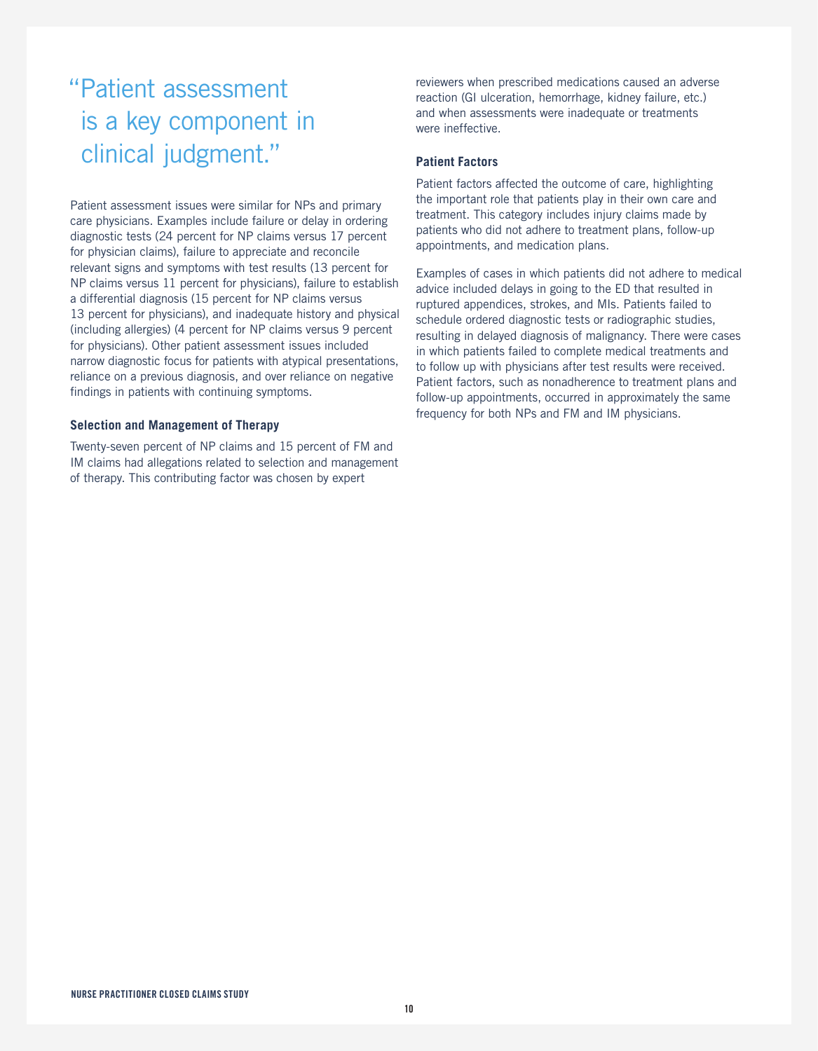> "Patient assessment is a key component in clinical judgment."

Patient assessment issues were similar for NPs and primary care physicians. Examples include failure or delay in ordering diagnostic tests (24 percent for NP claims versus 17 percent for physician claims), failure to appreciate and reconcile relevant signs and symptoms with test results (13 percent for NP claims versus 11 percent for physicians), failure to establish a differential diagnosis (15 percent for NP claims versus 13 percent for physicians), and inadequate history and physical (including allergies) (4 percent for NP claims versus 9 percent for physicians). Other patient assessment issues included narrow diagnostic focus for patients with atypical presentations, reliance on a previous diagnosis, and over reliance on negative findings in patients with continuing symptoms.

### Selection and Management of Therapy

Twenty-seven percent of NP claims and 15 percent of FM and IM claims had allegations related to selection and management of therapy. This contributing factor was chosen by expert reviewers when prescribed medications caused an adverse reaction (GI ulceration, hemorrhage, kidney failure, etc.) and when assessments were inadequate or treatments were ineffective.

### Patient Factors

Patient factors affected the outcome of care, highlighting the important role that patients play in their own care and treatment. This category includes injury claims made by patients who did not adhere to treatment plans, follow-up appointments, and medication plans.

Examples of cases in which patients did not adhere to medical advice included delays in going to the ED that resulted in ruptured appendices, strokes, and MIs. Patients failed to schedule ordered diagnostic tests or radiographic studies, resulting in delayed diagnosis of malignancy. There were cases in which patients failed to complete medical treatments and to follow up with physicians after test results were received. Patient factors, such as nonadherence to treatment plans and follow-up appointments, occurred in approximately the same frequency for both NPs and FM and IM physicians.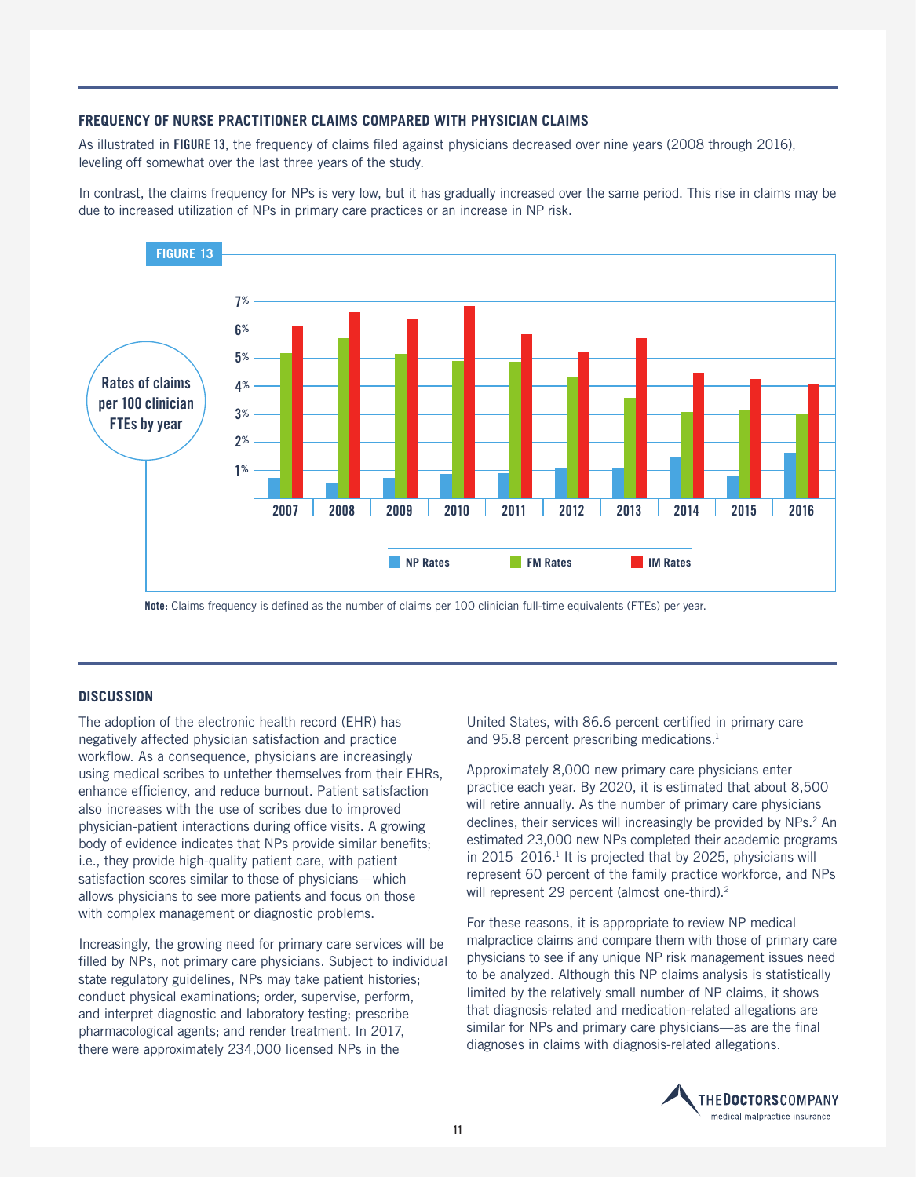## FREQUENCY OF NURSE PRACTITIONER CLAIMS COMPARED WITH PHYSICIAN CLAIMS

As illustrated in **FIGURE 13**, the frequency of claims filed against physicians decreased over nine years (2008 through 2016), leveling off somewhat over the last three years of the study.

In contrast, the claims frequency for NPs is very low, but it has gradually increased over the same period. This rise in claims may be due to increased utilization of NPs in primary care practices or an increase in NP risk.

**FIGURE 13**

Rates of claims per 100 clinician FTEs by year

**Note:** Claims frequency is defined as the number of claims per 100 clinician full-time equivalents (FTEs) per year.

## DISCUSSION

The adoption of the electronic health record (EHR) has negatively affected physician satisfaction and practice workflow. As a consequence, physicians are increasingly using medical scribes to untether themselves from their EHRs, enhance efficiency, and reduce burnout. Patient satisfaction also increases with the use of scribes due to improved physician-patient interactions during office visits. A growing body of evidence indicates that NPs provide similar benefits; i.e., they provide high-quality patient care, with patient satisfaction scores similar to those of physicians—which allows physicians to see more patients and focus on those with complex management or diagnostic problems.

Increasingly, the growing need for primary care services will be filled by NPs, not primary care physicians. Subject to individual state regulatory guidelines, NPs may take patient histories; conduct physical examinations; order, supervise, perform, and interpret diagnostic and laboratory testing; prescribe pharmacological agents; and render treatment. In 2017, there were approximately 234,000 licensed NPs in the United States, with 86.6 percent certified in primary care and 95.8 percent prescribing medications.[1]

Approximately 8,000 new primary care physicians enter practice each year. By 2020, it is estimated that about 8,500 will retire annually. As the number of primary care physicians declines, their services will increasingly be provided by NPs.[2] An estimated 23,000 new NPs completed their academic programs in 2015–2016.[1] It is projected that by 2025, physicians will represent 60 percent of the family practice workforce, and NPs will represent 29 percent (almost one-third).[2]

For these reasons, it is appropriate to review NP medical malpractice claims and compare them with those of primary care physicians to see if any unique NP risk management issues need to be analyzed. Although this NP claims analysis is statistically limited by the relatively small number of NP claims, it shows that diagnosis-related and medication-related allegations are similar for NPs and primary care physicians—as are the final diagnoses in claims with diagnosis-related allegations.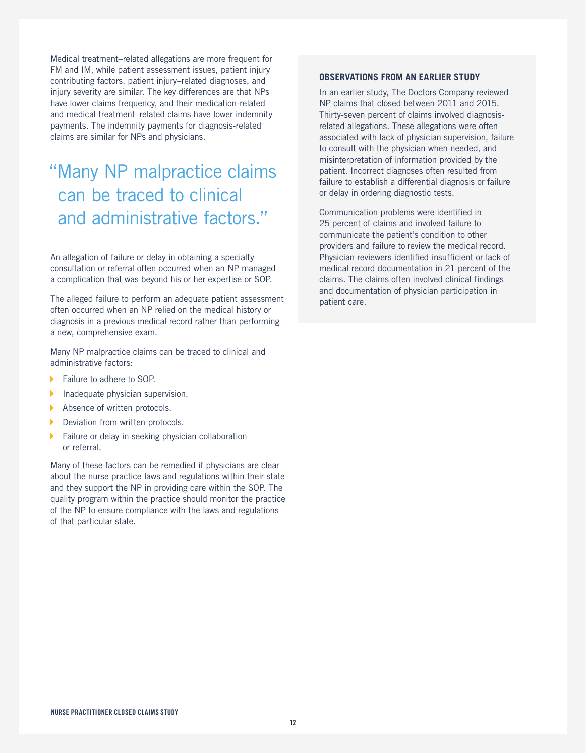Medical treatment–related allegations are more frequent for FM and IM, while patient assessment issues, patient injury contributing factors, patient injury–related diagnoses, and injury severity are similar. The key differences are that NPs have lower claims frequency, and their medication-related and medical treatment–related claims have lower indemnity payments. The indemnity payments for diagnosis-related claims are similar for NPs and physicians.

> "Many NP malpractice claims can be traced to clinical and administrative factors."

An allegation of failure or delay in obtaining a specialty consultation or referral often occurred when an NP managed a complication that was beyond his or her expertise or SOP.

The alleged failure to perform an adequate patient assessment often occurred when an NP relied on the medical history or diagnosis in a previous medical record rather than performing a new, comprehensive exam.

Many NP malpractice claims can be traced to clinical and administrative factors:

- Failure to adhere to SOP.
- Inadequate physician supervision.
- Absence of written protocols.
- Deviation from written protocols.
- Failure or delay in seeking physician collaboration or referral.

Many of these factors can be remedied if physicians are clear about the nurse practice laws and regulations within their state and they support the NP in providing care within the SOP. The quality program within the practice should monitor the practice of the NP to ensure compliance with the laws and regulations of that particular state.

### OBSERVATIONS FROM AN EARLIER STUDY

In an earlier study, The Doctors Company reviewed NP claims that closed between 2011 and 2015. Thirty-seven percent of claims involved diagnosis-related allegations. These allegations were often associated with lack of physician supervision, failure to consult with the physician when needed, and misinterpretation of information provided by the patient. Incorrect diagnoses often resulted from failure to establish a differential diagnosis or failure or delay in ordering diagnostic tests.

Communication problems were identified in 25 percent of claims and involved failure to communicate the patient's condition to other providers and failure to review the medical record. Physician reviewers identified insufficient or lack of medical record documentation in 21 percent of the claims. The claims often involved clinical findings and documentation of physician participation in patient care.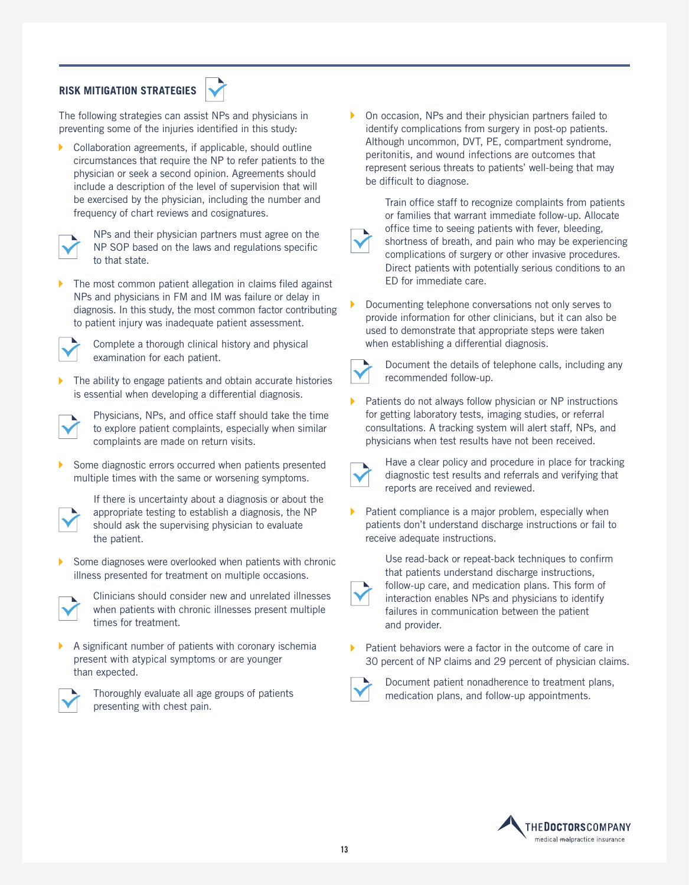## RISK MITIGATION STRATEGIES

The following strategies can assist NPs and physicians in preventing some of the injuries identified in this study:

- Collaboration agreements, if applicable, should outline circumstances that require the NP to refer patients to the physician or seek a second opinion. Agreements should include a description of the level of supervision that will be exercised by the physician, including the number and frequency of chart reviews and cosignatures.

  NPs and their physician partners must agree on the NP SOP based on the laws and regulations specific to that state.

- The most common patient allegation in claims filed against NPs and physicians in FM and IM was failure or delay in diagnosis. In this study, the most common factor contributing to patient injury was inadequate patient assessment.

  Complete a thorough clinical history and physical examination for each patient.

- The ability to engage patients and obtain accurate histories is essential when developing a differential diagnosis.

  Physicians, NPs, and office staff should take the time to explore patient complaints, especially when similar complaints are made on return visits.

- Some diagnostic errors occurred when patients presented multiple times with the same or worsening symptoms.

  If there is uncertainty about a diagnosis or about the appropriate testing to establish a diagnosis, the NP should ask the supervising physician to evaluate the patient.

- Some diagnoses were overlooked when patients with chronic illness presented for treatment on multiple occasions.

  Clinicians should consider new and unrelated illnesses when patients with chronic illnesses present multiple times for treatment.

- A significant number of patients with coronary ischemia present with atypical symptoms or are younger than expected.

  Thoroughly evaluate all age groups of patients presenting with chest pain.

- On occasion, NPs and their physician partners failed to identify complications from surgery in post-op patients. Although uncommon, DVT, PE, compartment syndrome, peritonitis, and wound infections are outcomes that represent serious threats to patients' well-being that may be difficult to diagnose.

  Train office staff to recognize complaints from patients or families that warrant immediate follow-up. Allocate office time to seeing patients with fever, bleeding, shortness of breath, and pain who may be experiencing complications of surgery or other invasive procedures. Direct patients with potentially serious conditions to an ED for immediate care.

- Documenting telephone conversations not only serves to provide information for other clinicians, but it can also be used to demonstrate that appropriate steps were taken when establishing a differential diagnosis.

  Document the details of telephone calls, including any recommended follow-up.

- Patients do not always follow physician or NP instructions for getting laboratory tests, imaging studies, or referral consultations. A tracking system will alert staff, NPs, and physicians when test results have not been received.

  Have a clear policy and procedure in place for tracking diagnostic test results and referrals and verifying that reports are received and reviewed.

- Patient compliance is a major problem, especially when patients don't understand discharge instructions or fail to receive adequate instructions.

  Use read-back or repeat-back techniques to confirm that patients understand discharge instructions, follow-up care, and medication plans. This form of interaction enables NPs and physicians to identify failures in communication between the patient and provider.

- Patient behaviors were a factor in the outcome of care in 30 percent of NP claims and 29 percent of physician claims.

  Document patient nonadherence to treatment plans, medication plans, and follow-up appointments.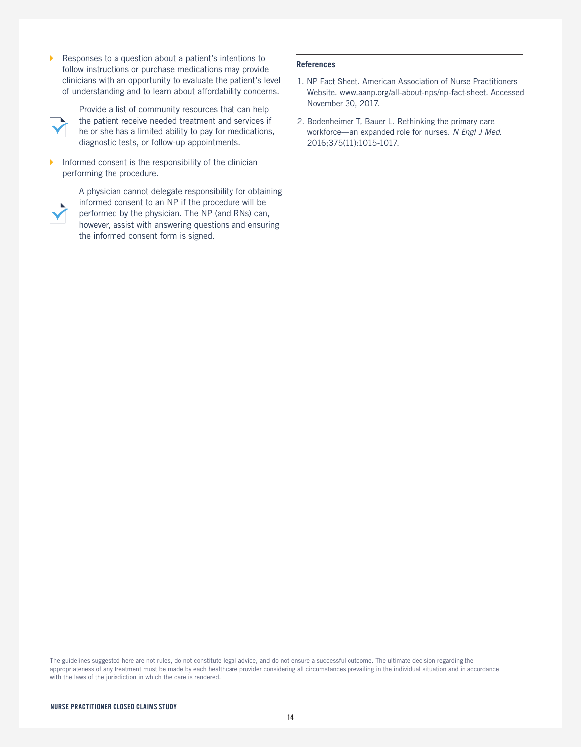- Responses to a question about a patient's intentions to follow instructions or purchase medications may provide clinicians with an opportunity to evaluate the patient's level of understanding and to learn about affordability concerns.

  Provide a list of community resources that can help the patient receive needed treatment and services if he or she has a limited ability to pay for medications, diagnostic tests, or follow-up appointments.

- Informed consent is the responsibility of the clinician performing the procedure.

  A physician cannot delegate responsibility for obtaining informed consent to an NP if the procedure will be performed by the physician. The NP (and RNs) can, however, assist with answering questions and ensuring the informed consent form is signed.

**References**

1. NP Fact Sheet. American Association of Nurse Practitioners Website. www.aanp.org/all-about-nps/np-fact-sheet. Accessed November 30, 2017.
2. Bodenheimer T, Bauer L. Rethinking the primary care workforce—an expanded role for nurses. *N Engl J Med.* 2016;375(11):1015-1017.

The guidelines suggested here are not rules, do not constitute legal advice, and do not ensure a successful outcome. The ultimate decision regarding the appropriateness of any treatment must be made by each healthcare provider considering all circumstances prevailing in the individual situation and in accordance with the laws of the jurisdiction in which the care is rendered.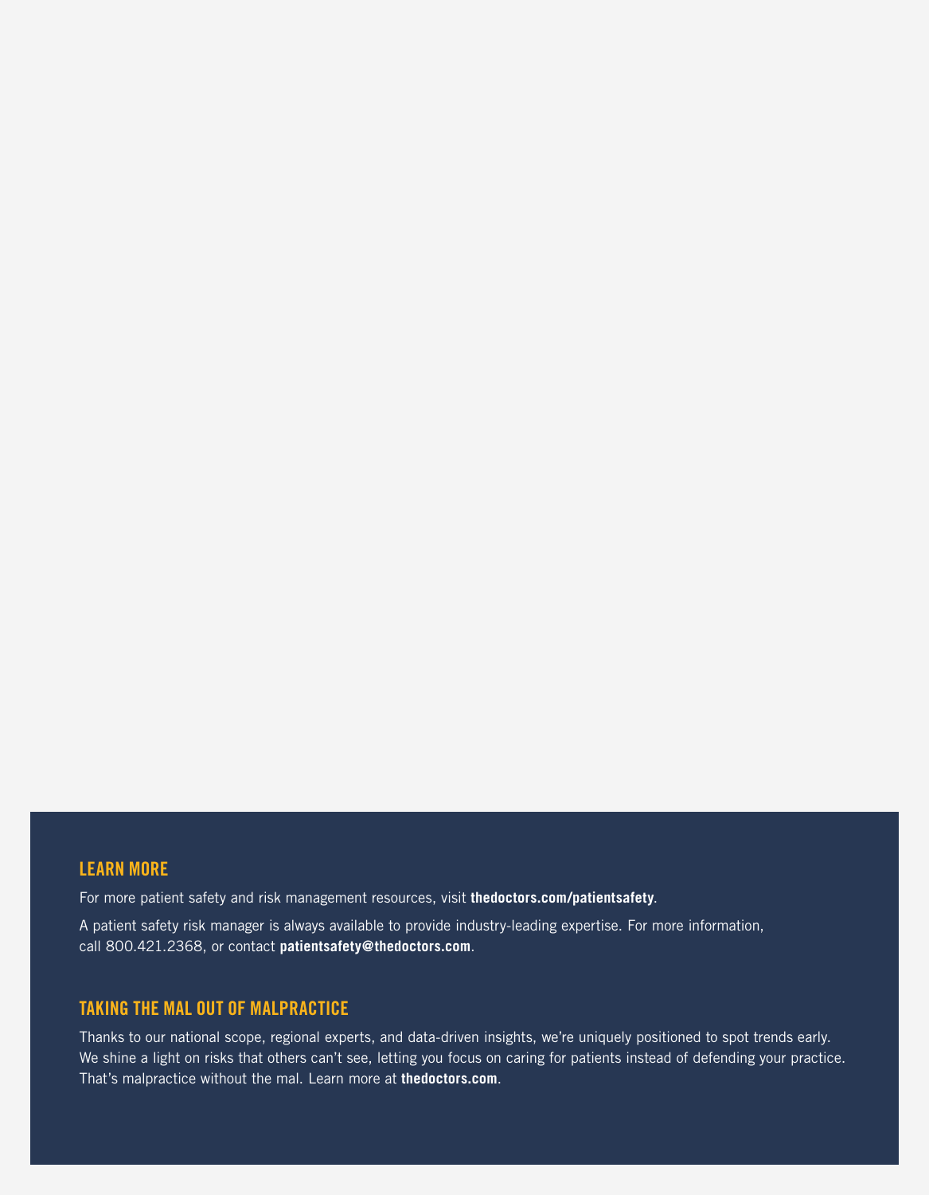## LEARN MORE

For more patient safety and risk management resources, visit **thedoctors.com/patientsafety**.

A patient safety risk manager is always available to provide industry-leading expertise. For more information, call 800.421.2368, or contact **patientsafety@thedoctors.com**.

## TAKING THE MAL OUT OF MALPRACTICE

Thanks to our national scope, regional experts, and data-driven insights, we're uniquely positioned to spot trends early. We shine a light on risks that others can't see, letting you focus on caring for patients instead of defending your practice. That's malpractice without the mal. Learn more at **thedoctors.com**.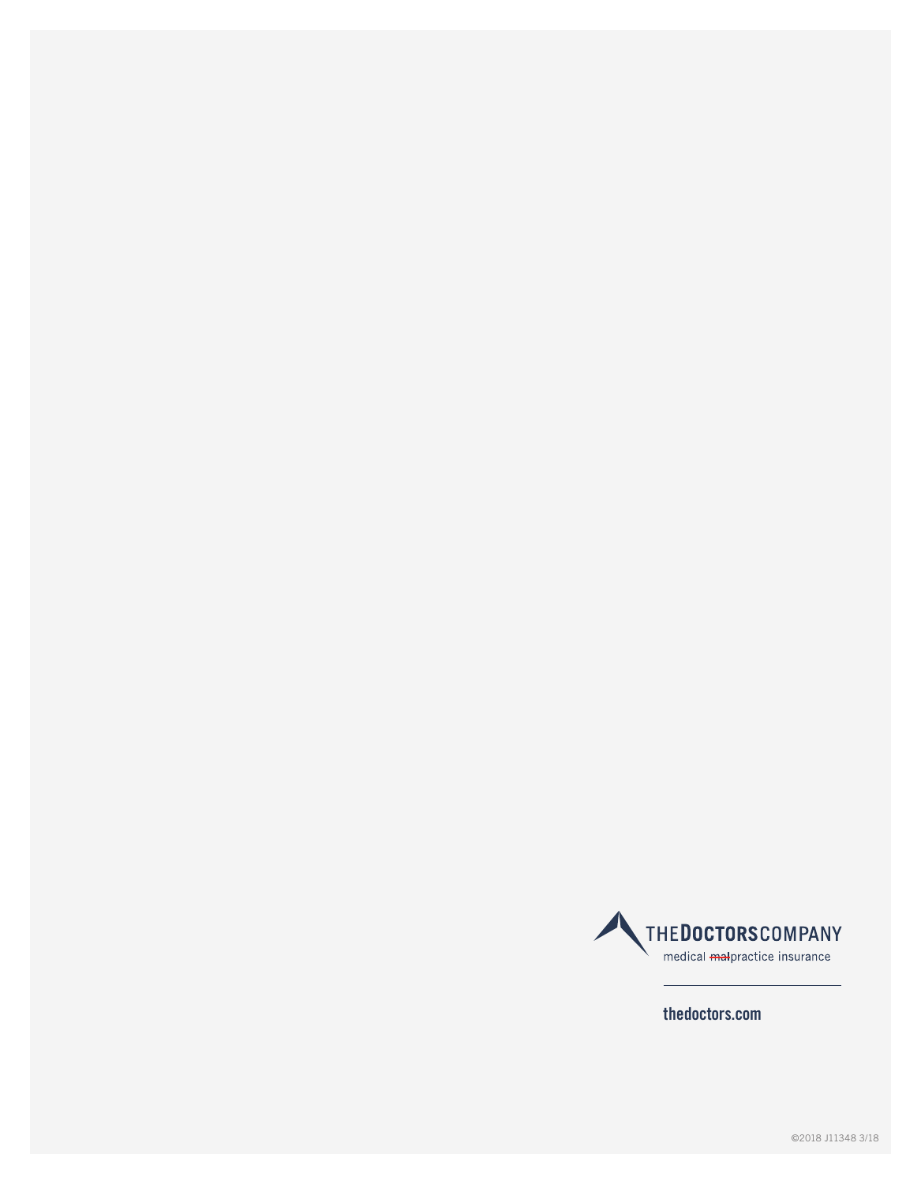THE DOCTORS COMPANY

medical malpractice insurance

thedoctors.com

©2018 J11348 3/18